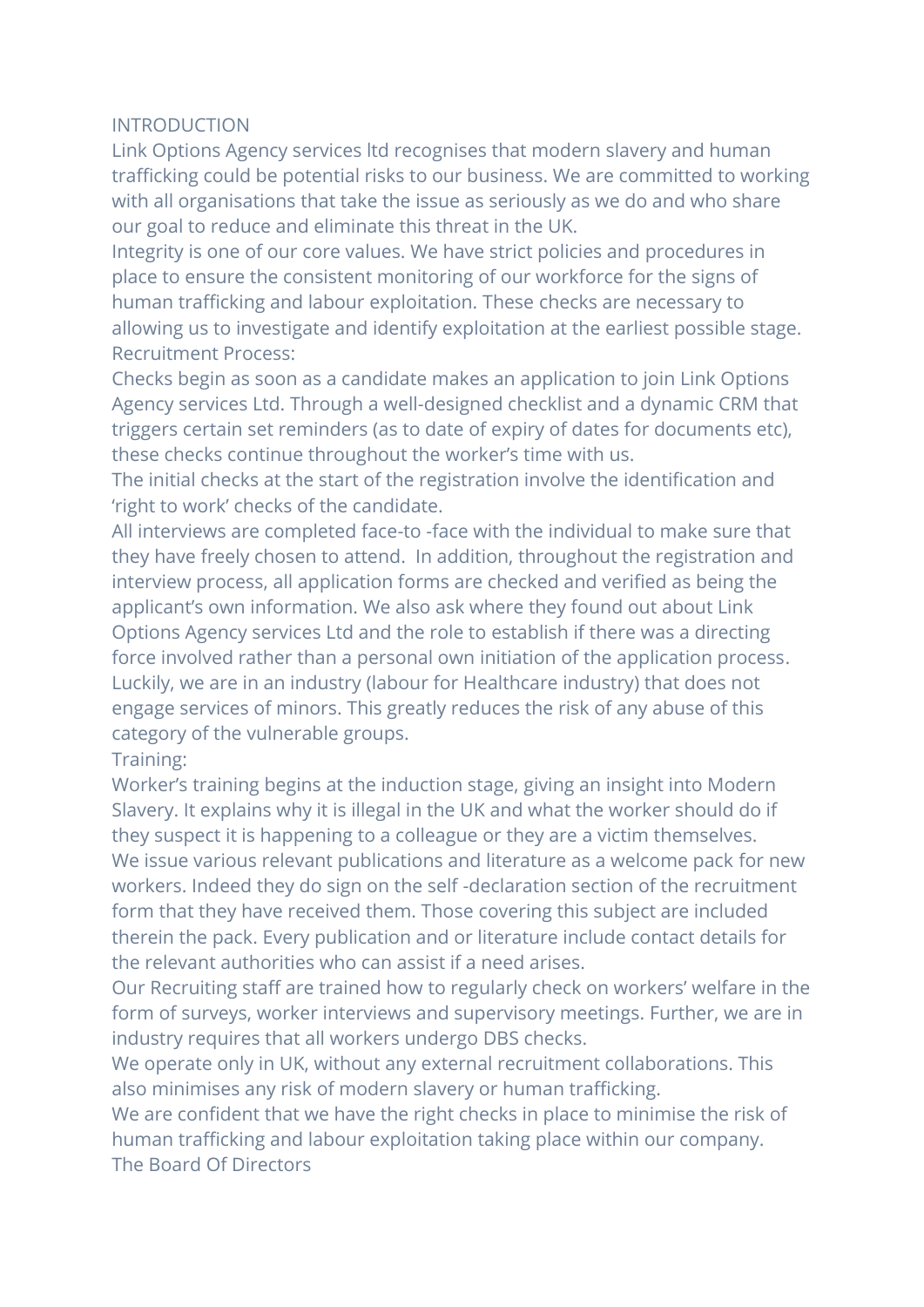## INTRODUCTION

Link Options Agency services ltd recognises that modern slavery and human trafficking could be potential risks to our business. We are committed to working with all organisations that take the issue as seriously as we do and who share our goal to reduce and eliminate this threat in the UK.

Integrity is one of our core values. We have strict policies and procedures in place to ensure the consistent monitoring of our workforce for the signs of human trafficking and labour exploitation. These checks are necessary to allowing us to investigate and identify exploitation at the earliest possible stage.

## Recruitment Process:

Checks begin as soon as a candidate makes an application to join Link Options Agency services Ltd. Through a well-designed checklist and a dynamic CRM that triggers certain set reminders (as to date of expiry of dates for documents etc), these checks continue throughout the worker's time with us.

The initial checks at the start of the registration involve the identification and 'right to work' checks of the candidate.

All interviews are completed face-to -face with the individual to make sure that they have freely chosen to attend. In addition, throughout the registration and interview process, all application forms are checked and verified as being the applicant's own information. We also ask where they found out about Link Options Agency services Ltd and the role to establish if there was a directing force involved rather than a personal own initiation of the application process.

Luckily, we are in an industry (labour for Healthcare industry) that does not engage services of minors. This greatly reduces the risk of any abuse of this category of the vulnerable groups.

## Training:

Worker's training begins at the induction stage, giving an insight into Modern Slavery. It explains why it is illegal in the UK and what the worker should do if they suspect it is happening to a colleague or they are a victim themselves.

We issue various relevant publications and literature as a welcome pack for new workers. Indeed they do sign on the self -declaration section of the recruitment form that they have received them. Those covering this subject are included therein the pack. Every publication and or literature include contact details for the relevant authorities who can assist if a need arises.

Our Recruiting staff are trained how to regularly check on workers' welfare in the form of surveys, worker interviews and supervisory meetings. Further, we are in industry requires that all workers undergo DBS checks.

We operate only in UK, without any external recruitment collaborations. This also minimises any risk of modern slavery or human trafficking.

We are confident that we have the right checks in place to minimise the risk of human trafficking and labour exploitation taking place within our company.

The Board Of Directors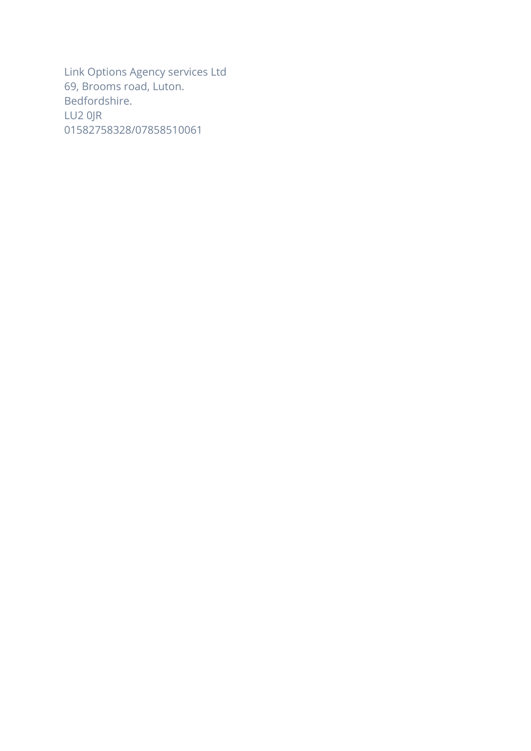Link Options Agency services Ltd
69, Brooms road, Luton.
Bedfordshire.
LU2 0JR
01582758328/07858510061